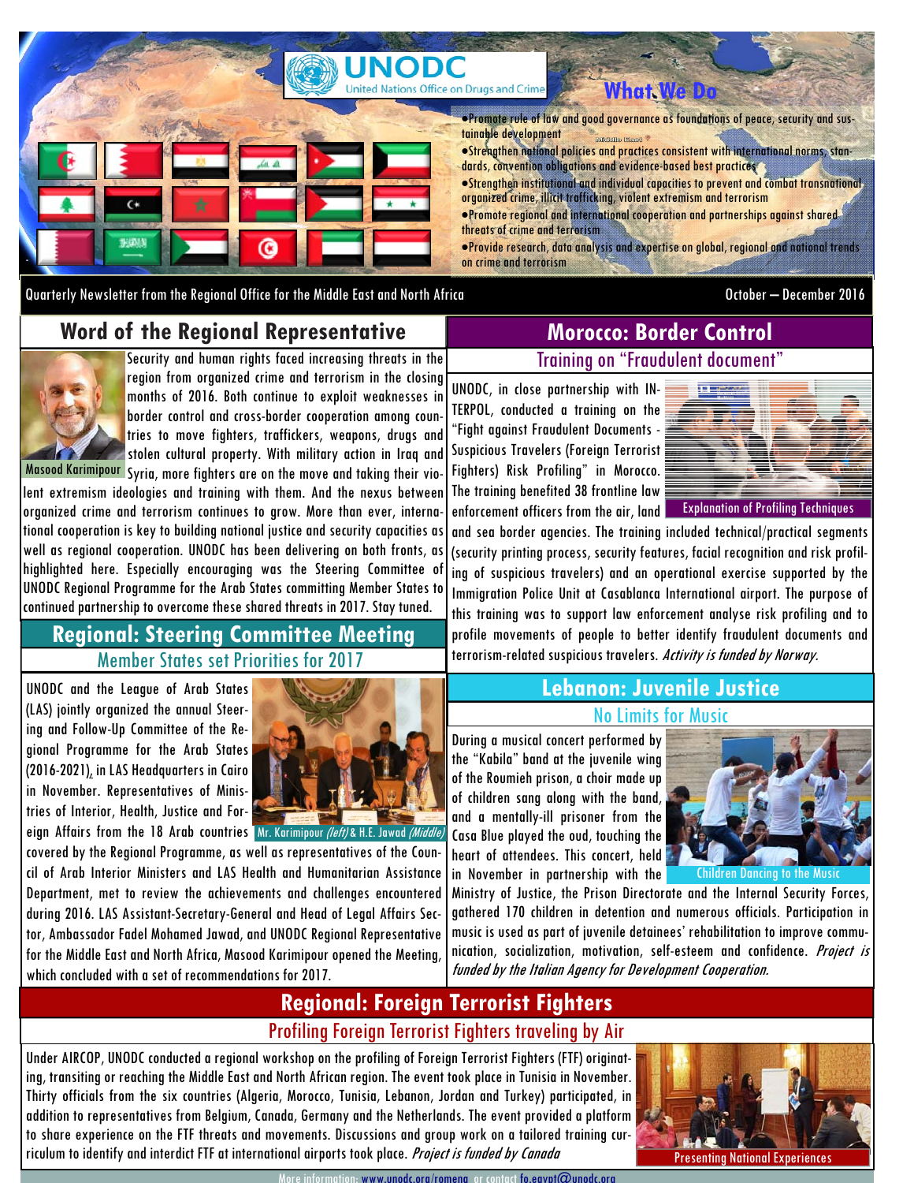# UNODC

United Nations Office on Drugs and Crime

## What We Do

- Promote rule of law and good governance as foundations of peace, security and sustainable development
- Strengthen national policies and practices consistent with international norms, standards, convention obligations and evidence-based best practices
- Strengthen institutional and individual capacities to prevent and combat transnational organized crime, illicit trafficking, violent extremism and terrorism
- Promote regional and international cooperation and partnerships against shared threats of crime and terrorism
- Provide research, data analysis and expertise on global, regional and national trends on crime and terrorism

Quarterly Newsletter from the Regional Office for the Middle East and North Africa — October – December 2016

## Word of the Regional Representative

Masood Karimipour

Security and human rights faced increasing threats in the region from organized crime and terrorism in the closing months of 2016. Both continue to exploit weaknesses in border control and cross-border cooperation among countries to move fighters, traffickers, weapons, drugs and stolen cultural property. With military action in Iraq and Syria, more fighters are on the move and taking their violent extremism ideologies and training with them. And the nexus between organized crime and terrorism continues to grow. More than ever, international cooperation is key to building national justice and security capacities as well as regional cooperation. UNODC has been delivering on both fronts, as highlighted here. Especially encouraging was the Steering Committee of UNODC Regional Programme for the Arab States committing Member States to continued partnership to overcome these shared threats in 2017. Stay tuned.

## Regional: Steering Committee Meeting

### Member States set Priorities for 2017

UNODC and the League of Arab States (LAS) jointly organized the annual Steering and Follow-Up Committee of the Regional Programme for the Arab States (2016-2021), in LAS Headquarters in Cairo in November. Representatives of Ministries of Interior, Health, Justice and Foreign Affairs from the 18 Arab countries covered by the Regional Programme, as well as representatives of the Council of Arab Interior Ministers and LAS Health and Humanitarian Assistance Department, met to review the achievements and challenges encountered during 2016. LAS Assistant-Secretary-General and Head of Legal Affairs Sector, Ambassador Fadel Mohamed Jawad, and UNODC Regional Representative for the Middle East and North Africa, Masood Karimipour opened the Meeting, which concluded with a set of recommendations for 2017.

Mr. Karimipour *(left)* & H.E. Jawad *(Middle)*

## Morocco: Border Control

### Training on "Fraudulent document"

UNODC, in close partnership with INTERPOL, conducted a training on the "Fight against Fraudulent Documents - Suspicious Travelers (Foreign Terrorist Fighters) Risk Profiling" in Morocco. The training benefited 38 frontline law enforcement officers from the air, land and sea border agencies. The training included technical/practical segments (security printing process, security features, facial recognition and risk profiling of suspicious travelers) and an operational exercise supported by the Immigration Police Unit at Casablanca International airport. The purpose of this training was to support law enforcement analyse risk profiling and to profile movements of people to better identify fraudulent documents and terrorism-related suspicious travelers. *Activity is funded by Norway.*

Explanation of Profiling Techniques

## Lebanon: Juvenile Justice

### No Limits for Music

During a musical concert performed by the "Kabila" band at the juvenile wing of the Roumieh prison, a choir made up of children sang along with the band, and a mentally-ill prisoner from the Casa Blue played the oud, touching the heart of attendees. This concert, held in November in partnership with the Ministry of Justice, the Prison Directorate and the Internal Security Forces, gathered 170 children in detention and numerous officials. Participation in music is used as part of juvenile detainees' rehabilitation to improve communication, socialization, motivation, self-esteem and confidence. *Project is funded by the Italian Agency for Development Cooperation.*

Children Dancing to the Music

## Regional: Foreign Terrorist Fighters

### Profiling Foreign Terrorist Fighters traveling by Air

Under AIRCOP, UNODC conducted a regional workshop on the profiling of Foreign Terrorist Fighters (FTF) originating, transiting or reaching the Middle East and North African region. The event took place in Tunisia in November. Thirty officials from the six countries (Algeria, Morocco, Tunisia, Lebanon, Jordan and Turkey) participated, in addition to representatives from Belgium, Canada, Germany and the Netherlands. The event provided a platform to share experience on the FTF threats and movements. Discussions and group work on a tailored training curriculum to identify and interdict FTF at international airports took place. *Project is funded by Canada*

Presenting National Experiences

More information: www.unodc.org/romena or contact fo.egypt@unodc.org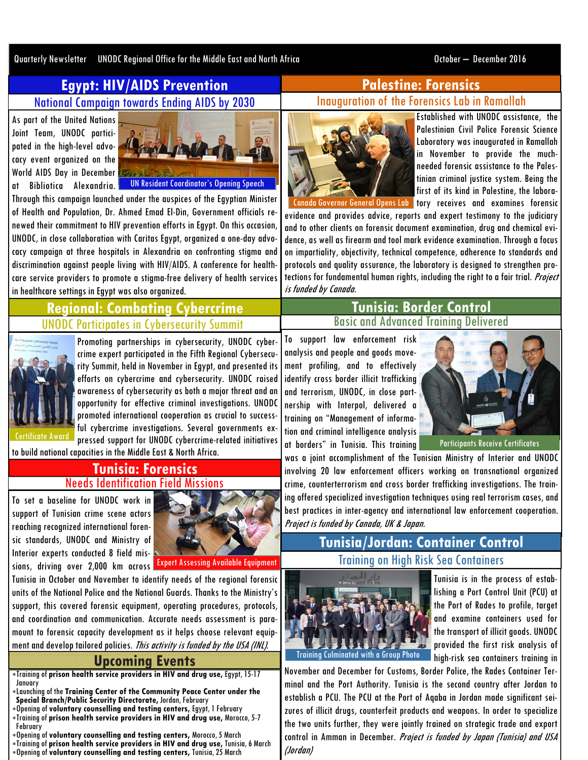Quarterly Newsletter UNODC Regional Office for the Middle East and North Africa October – December 2016

## Egypt: HIV/AIDS Prevention

### National Campaign towards Ending AIDS by 2030

As part of the United Nations Joint Team, UNODC participated in the high-level advocacy event organized on the World AIDS Day in December at Bibliotica Alexandria. Through this campaign launched under the auspices of the Egyptian Minister of Health and Population, Dr. Ahmed Emad El-Din, Government officials renewed their commitment to HIV prevention efforts in Egypt. On this occasion, UNODC, in close collaboration with Caritas Egypt, organized a one-day advocacy campaign at three hospitals in Alexandria on confronting stigma and discrimination against people living with HIV/AIDS. A conference for healthcare service providers to promote a stigma-free delivery of health services in healthcare settings in Egypt was also organized.

UN Resident Coordinator's Opening Speech

## Regional: Combating Cybercrime

### UNODC Participates in Cybersecurity Summit

Promoting partnerships in cybersecurity, UNODC cybercrime expert participated in the Fifth Regional Cybersecurity Summit, held in November in Egypt, and presented its efforts on cybercrime and cybersecurity. UNODC raised awareness of cybersecurity as both a major threat and an opportunity for effective criminal investigations. UNODC promoted international cooperation as crucial to successful cybercrime investigations. Several governments expressed support for UNODC cybercrime-related initiatives to build national capacities in the Middle East & North Africa.

Certificate Award

## Tunisia: Forensics

### Needs Identification Field Missions

To set a baseline for UNODC work in support of Tunisian crime scene actors reaching recognized international forensic standards, UNODC and Ministry of Interior experts conducted 8 field missions, driving over 2,000 km across Tunisia in October and November to identify needs of the regional forensic units of the National Police and the National Guards. Thanks to the Ministry's support, this covered forensic equipment, operating procedures, protocols, and coordination and communication. Accurate needs assessment is paramount to forensic capacity development as it helps choose relevant equipment and develop tailored policies. *This activity is funded by the USA (INL).*

Expert Assessing Available Equipment

## Upcoming Events

- Training of **prison health service providers in HIV and drug use,** Egypt, 15-17 January
- Launching of the **Training Center of the Community Peace Center under the Special Branch/Public Security Directorate,** Jordan, February
- Opening of **voluntary counselling and testing centers,** Egypt, 1 February
- Training of **prison health service providers in HIV and drug use,** Morocco, 5-7 February
- Opening of **voluntary counselling and testing centers,** Morocco, 5 March
- Training of **prison health service providers in HIV and drug use,** Tunisia, 6 March
- Opening of **voluntary counselling and testing centers,** Tunisia, 25 March

## Palestine: Forensics

### Inauguration of the Forensics Lab in Ramallah

Established with UNODC assistance, the Palestinian Civil Police Forensic Science Laboratory was inaugurated in Ramallah in November to provide the much-needed forensic assistance to the Palestinian criminal justice system. Being the first of its kind in Palestine, the laboratory receives and examines forensic evidence and provides advice, reports and expert testimony to the judiciary and to other clients on forensic document examination, drug and chemical evidence, as well as firearm and tool mark evidence examination. Through a focus on impartiality, objectivity, technical competence, adherence to standards and protocols and quality assurance, the laboratory is designed to strengthen protections for fundamental human rights, including the right to a fair trial. *Project is funded by Canada.*

Canada Governor General Opens Lab

## Tunisia: Border Control

### Basic and Advanced Training Delivered

To support law enforcement risk analysis and people and goods movement profiling, and to effectively identify cross border illicit trafficking and terrorism, UNODC, in close partnership with Interpol, delivered a training on "Management of information and criminal intelligence analysis at borders" in Tunisia. This training was a joint accomplishment of the Tunisian Ministry of Interior and UNODC involving 20 law enforcement officers working on transnational organized crime, counterterrorism and cross border trafficking investigations. The training offered specialized investigation techniques using real terrorism cases, and best practices in inter-agency and international law enforcement cooperation. *Project is funded by Canada, UK & Japan.*

Participants Receive Certificates

## Tunisia/Jordan: Container Control

### Training on High Risk Sea Containers

Tunisia is in the process of establishing a Port Control Unit (PCU) at the Port of Rades to profile, target and examine containers used for the transport of illicit goods. UNODC provided the first risk analysis of high-risk sea containers training in November and December for Customs, Border Police, the Rades Container Terminal and the Port Authority. Tunisia is the second country after Jordan to establish a PCU. The PCU at the Port of Aqaba in Jordan made significant seizures of illicit drugs, counterfeit products and weapons. In order to specialize the two units further, they were jointly trained on strategic trade and export control in Amman in December. *Project is funded by Japan (Tunisia) and USA (Jordan)*

Training Culminated with a Group Photo